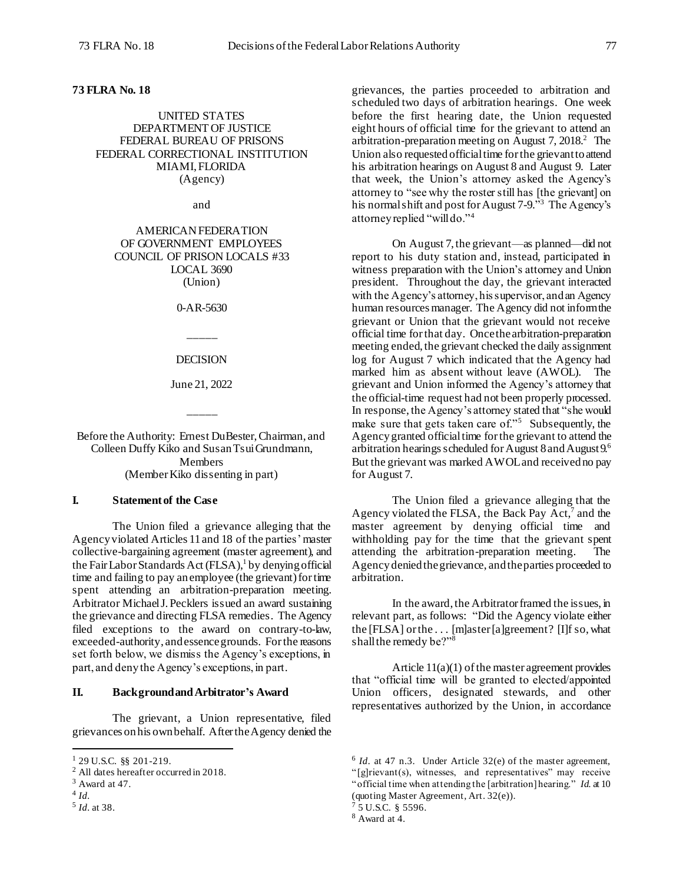**73 FLRA No. 18**

UNITED STATES
DEPARTMENT OF JUSTICE
FEDERAL BUREAU OF PRISONS
FEDERAL CORRECTIONAL INSTITUTION
MIAMI, FLORIDA
(Agency)

and

AMERICAN FEDERATION
OF GOVERNMENT EMPLOYEES
COUNCIL OF PRISON LOCALS #33
LOCAL 3690
(Union)

0-AR-5630

\_\_\_\_\_

DECISION

June 21, 2022

\_\_\_\_\_

Before the Authority: Ernest DuBester, Chairman, and Colleen Duffy Kiko and Susan Tsui Grundmann, Members
(Member Kiko dissenting in part)

## I. Statement of the Case

The Union filed a grievance alleging that the Agency violated Articles 11 and 18 of the parties' master collective-bargaining agreement (master agreement), and the Fair Labor Standards Act (FLSA),[1] by denying official time and failing to pay an employee (the grievant) for time spent attending an arbitration-preparation meeting. Arbitrator Michael J. Pecklers issued an award sustaining the grievance and directing FLSA remedies. The Agency filed exceptions to the award on contrary-to-law, exceeded-authority, and essence grounds. For the reasons set forth below, we dismiss the Agency's exceptions, in part, and deny the Agency's exceptions, in part.

## II. Background and Arbitrator's Award

The grievant, a Union representative, filed grievances on his own behalf. After the Agency denied the grievances, the parties proceeded to arbitration and scheduled two days of arbitration hearings. One week before the first hearing date, the Union requested eight hours of official time for the grievant to attend an arbitration-preparation meeting on August 7, 2018.[2] The Union also requested official time for the grievant to attend his arbitration hearings on August 8 and August 9. Later that week, the Union's attorney asked the Agency's attorney to "see why the roster still has [the grievant] on his normal shift and post for August 7-9."[3] The Agency's attorney replied "will do."[4]

On August 7, the grievant—as planned—did not report to his duty station and, instead, participated in witness preparation with the Union's attorney and Union president. Throughout the day, the grievant interacted with the Agency's attorney, his supervisor, and an Agency human resources manager. The Agency did not inform the grievant or Union that the grievant would not receive official time for that day. Once the arbitration-preparation meeting ended, the grievant checked the daily assignment log for August 7 which indicated that the Agency had marked him as absent without leave (AWOL). The grievant and Union informed the Agency's attorney that the official-time request had not been properly processed. In response, the Agency's attorney stated that "she would make sure that gets taken care of."[5] Subsequently, the Agency granted official time for the grievant to attend the arbitration hearings scheduled for August 8 and August 9.[6] But the grievant was marked AWOL and received no pay for August 7.

The Union filed a grievance alleging that the Agency violated the FLSA, the Back Pay Act,[7] and the master agreement by denying official time and withholding pay for the time that the grievant spent attending the arbitration-preparation meeting. The Agency denied the grievance, and the parties proceeded to arbitration.

In the award, the Arbitrator framed the issues, in relevant part, as follows: "Did the Agency violate either the [FLSA] or the . . . [m]aster [a]greement? [I]f so, what shall the remedy be?"[8]

Article 11(a)(1) of the master agreement provides that "official time will be granted to elected/appointed Union officers, designated stewards, and other representatives authorized by the Union, in accordance

---

[1] 29 U.S.C. §§ 201-219.

[2] All dates hereafter occurred in 2018.

[3] Award at 47.

[4] *Id.*

[5] *Id.* at 38.

[6] *Id.* at 47 n.3. Under Article 32(e) of the master agreement, "[g]rievant(s), witnesses, and representatives" may receive "official time when attending the [arbitration] hearing." *Id.* at 10 (quoting Master Agreement, Art. 32(e)).

[7] 5 U.S.C. § 5596.

[8] Award at 4.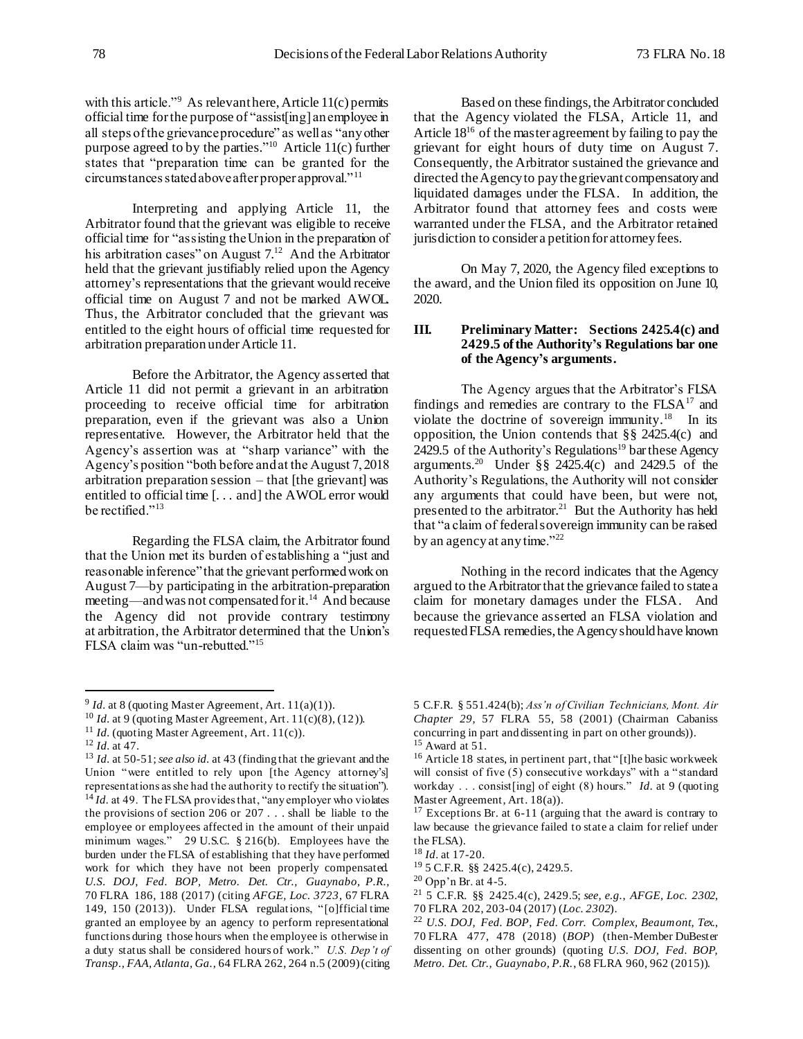with this article."[9] As relevant here, Article 11(c) permits official time for the purpose of "assist[ing] an employee in all steps of the grievance procedure" as well as "any other purpose agreed to by the parties."[10] Article 11(c) further states that "preparation time can be granted for the circumstances stated above after proper approval."[11]

Interpreting and applying Article 11, the Arbitrator found that the grievant was eligible to receive official time for "assisting the Union in the preparation of his arbitration cases" on August 7.[12] And the Arbitrator held that the grievant justifiably relied upon the Agency attorney's representations that the grievant would receive official time on August 7 and not be marked AWOL. Thus, the Arbitrator concluded that the grievant was entitled to the eight hours of official time requested for arbitration preparation under Article 11.

Before the Arbitrator, the Agency asserted that Article 11 did not permit a grievant in an arbitration proceeding to receive official time for arbitration preparation, even if the grievant was also a Union representative. However, the Arbitrator held that the Agency's assertion was at "sharp variance" with the Agency's position "both before and at the August 7, 2018 arbitration preparation session – that [the grievant] was entitled to official time [. . . and] the AWOL error would be rectified."[13]

Regarding the FLSA claim, the Arbitrator found that the Union met its burden of establishing a "just and reasonable inference" that the grievant performed work on August 7—by participating in the arbitration-preparation meeting—and was not compensated for it.[14] And because the Agency did not provide contrary testimony at arbitration, the Arbitrator determined that the Union's FLSA claim was "un-rebutted."[15]

Based on these findings, the Arbitrator concluded that the Agency violated the FLSA, Article 11, and Article 18[16] of the master agreement by failing to pay the grievant for eight hours of duty time on August 7. Consequently, the Arbitrator sustained the grievance and directed the Agency to pay the grievant compensatory and liquidated damages under the FLSA. In addition, the Arbitrator found that attorney fees and costs were warranted under the FLSA, and the Arbitrator retained jurisdiction to consider a petition for attorney fees.

On May 7, 2020, the Agency filed exceptions to the award, and the Union filed its opposition on June 10, 2020.

## III. Preliminary Matter: Sections 2425.4(c) and 2429.5 of the Authority's Regulations bar one of the Agency's arguments.

The Agency argues that the Arbitrator's FLSA findings and remedies are contrary to the FLSA[17] and violate the doctrine of sovereign immunity.[18] In its opposition, the Union contends that §§ 2425.4(c) and 2429.5 of the Authority's Regulations[19] bar these Agency arguments.[20] Under §§ 2425.4(c) and 2429.5 of the Authority's Regulations, the Authority will not consider any arguments that could have been, but were not, presented to the arbitrator.[21] But the Authority has held that "a claim of federal sovereign immunity can be raised by an agency at any time."[22]

Nothing in the record indicates that the Agency argued to the Arbitrator that the grievance failed to state a claim for monetary damages under the FLSA. And because the grievance asserted an FLSA violation and requested FLSA remedies, the Agency should have known

---

[9] *Id.* at 8 (quoting Master Agreement, Art. 11(a)(1)).

[10] *Id.* at 9 (quoting Master Agreement, Art. 11(c)(8), (12)).

[11] *Id.* (quoting Master Agreement, Art. 11(c)).

[12] *Id.* at 47.

[13] *Id.* at 50-51; *see also id.* at 43 (finding that the grievant and the Union "were entitled to rely upon [the Agency attorney's] representations as she had the authority to rectify the situation").

[14] *Id.* at 49. The FLSA provides that, "any employer who violates the provisions of section 206 or 207 . . . shall be liable to the employee or employees affected in the amount of their unpaid minimum wages." 29 U.S.C. § 216(b). Employees have the burden under the FLSA of establishing that they have performed work for which they have not been properly compensated. *U.S. DOJ, Fed. BOP, Metro. Det. Ctr., Guaynabo, P.R.*, 70 FLRA 186, 188 (2017) (citing *AFGE, Loc. 3723*, 67 FLRA 149, 150 (2013)). Under FLSA regulations, "[o]fficial time granted an employee by an agency to perform representational functions during those hours when the employee is otherwise in a duty status shall be considered hours of work." *U.S. Dep't of Transp., FAA, Atlanta, Ga.*, 64 FLRA 262, 264 n.5 (2009) (citing 5 C.F.R. § 551.424(b); *Ass'n of Civilian Technicians, Mont. Air Chapter 29*, 57 FLRA 55, 58 (2001) (Chairman Cabaniss concurring in part and dissenting in part on other grounds)).

[15] Award at 51.

[16] Article 18 states, in pertinent part, that "[t]he basic workweek will consist of five (5) consecutive workdays" with a "standard workday . . . consist[ing] of eight (8) hours." *Id.* at 9 (quoting Master Agreement, Art. 18(a)).

[17] Exceptions Br. at 6-11 (arguing that the award is contrary to law because the grievance failed to state a claim for relief under the FLSA).

[18] *Id.* at 17-20.

[19] 5 C.F.R. §§ 2425.4(c), 2429.5.

[20] Opp'n Br. at 4-5.

[21] 5 C.F.R. §§ 2425.4(c), 2429.5; *see, e.g.*, *AFGE, Loc. 2302*, 70 FLRA 202, 203-04 (2017) (*Loc. 2302*).

[22] *U.S. DOJ, Fed. BOP, Fed. Corr. Complex, Beaumont, Tex.*, 70 FLRA 477, 478 (2018) (*BOP*) (then-Member DuBester dissenting on other grounds) (quoting *U.S. DOJ, Fed. BOP, Metro. Det. Ctr., Guaynabo, P.R.*, 68 FLRA 960, 962 (2015)).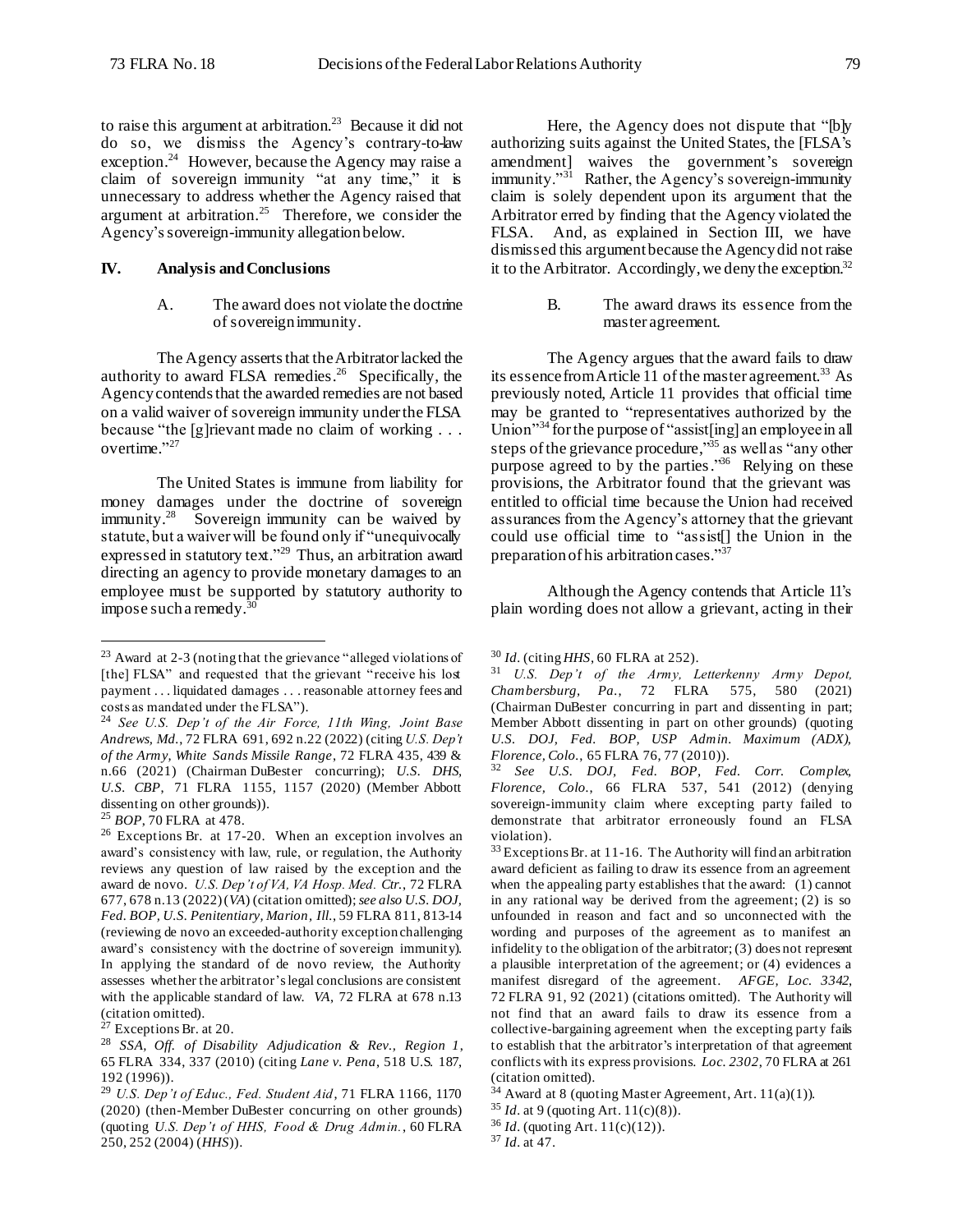to raise this argument at arbitration.[23] Because it did not do so, we dismiss the Agency's contrary-to-law exception.[24] However, because the Agency may raise a claim of sovereign immunity "at any time," it is unnecessary to address whether the Agency raised that argument at arbitration.[25] Therefore, we consider the Agency's sovereign-immunity allegation below.

## IV. Analysis and Conclusions

### A. The award does not violate the doctrine of sovereign immunity.

The Agency asserts that the Arbitrator lacked the authority to award FLSA remedies.[26] Specifically, the Agency contends that the awarded remedies are not based on a valid waiver of sovereign immunity under the FLSA because "the [g]rievant made no claim of working . . . overtime."[27]

The United States is immune from liability for money damages under the doctrine of sovereign immunity.[28] Sovereign immunity can be waived by statute, but a waiver will be found only if "unequivocally expressed in statutory text."[29] Thus, an arbitration award directing an agency to provide monetary damages to an employee must be supported by statutory authority to impose such a remedy.[30]

Here, the Agency does not dispute that "[b]y authorizing suits against the United States, the [FLSA's amendment] waives the government's sovereign immunity."[31] Rather, the Agency's sovereign-immunity claim is solely dependent upon its argument that the Arbitrator erred by finding that the Agency violated the FLSA. And, as explained in Section III, we have dismissed this argument because the Agency did not raise it to the Arbitrator. Accordingly, we deny the exception.[32]

### B. The award draws its essence from the master agreement.

The Agency argues that the award fails to draw its essence from Article 11 of the master agreement.[33] As previously noted, Article 11 provides that official time may be granted to "representatives authorized by the Union"[34] for the purpose of "assist[ing] an employee in all steps of the grievance procedure,"[35] as well as "any other purpose agreed to by the parties."[36] Relying on these provisions, the Arbitrator found that the grievant was entitled to official time because the Union had received assurances from the Agency's attorney that the grievant could use official time to "assist[] the Union in the preparation of his arbitration cases."[37]

Although the Agency contends that Article 11's plain wording does not allow a grievant, acting in their

---

[23] Award at 2-3 (noting that the grievance "alleged violations of [the] FLSA" and requested that the grievant "receive his lost payment . . . liquidated damages . . . reasonable attorney fees and costs as mandated under the FLSA").

[24] *See U.S. Dep't of the Air Force, 11th Wing, Joint Base Andrews, Md.*, 72 FLRA 691, 692 n.22 (2022) (citing *U.S. Dep't of the Army, White Sands Missile Range*, 72 FLRA 435, 439 & n.66 (2021) (Chairman DuBester concurring); *U.S. DHS, U.S. CBP*, 71 FLRA 1155, 1157 (2020) (Member Abbott dissenting on other grounds)).

[25] *BOP*, 70 FLRA at 478.

[26] Exceptions Br. at 17-20. When an exception involves an award's consistency with law, rule, or regulation, the Authority reviews any question of law raised by the exception and the award de novo. *U.S. Dep't of VA, VA Hosp. Med. Ctr.*, 72 FLRA 677, 678 n.13 (2022) (*VA*) (citation omitted); *see also U.S. DOJ, Fed. BOP, U.S. Penitentiary, Marion, Ill.*, 59 FLRA 811, 813-14 (reviewing de novo an exceeded-authority exception challenging award's consistency with the doctrine of sovereign immunity). In applying the standard of de novo review, the Authority assesses whether the arbitrator's legal conclusions are consistent with the applicable standard of law. *VA*, 72 FLRA at 678 n.13 (citation omitted).

[27] Exceptions Br. at 20.

[28] *SSA, Off. of Disability Adjudication & Rev., Region 1*, 65 FLRA 334, 337 (2010) (citing *Lane v. Pena*, 518 U.S. 187, 192 (1996)).

[29] *U.S. Dep't of Educ., Fed. Student Aid*, 71 FLRA 1166, 1170 (2020) (then-Member DuBester concurring on other grounds) (quoting *U.S. Dep't of HHS, Food & Drug Admin.*, 60 FLRA 250, 252 (2004) (*HHS*)).

[30] *Id.* (citing *HHS*, 60 FLRA at 252).

[31] *U.S. Dep't of the Army, Letterkenny Army Depot, Chambersburg, Pa.*, 72 FLRA 575, 580 (2021) (Chairman DuBester concurring in part and dissenting in part; Member Abbott dissenting in part on other grounds) (quoting *U.S. DOJ, Fed. BOP, USP Admin. Maximum (ADX), Florence, Colo.*, 65 FLRA 76, 77 (2010)).

[32] *See U.S. DOJ, Fed. BOP, Fed. Corr. Complex, Florence, Colo.*, 66 FLRA 537, 541 (2012) (denying sovereign-immunity claim where excepting party failed to demonstrate that arbitrator erroneously found an FLSA violation).

[33] Exceptions Br. at 11-16. The Authority will find an arbitration award deficient as failing to draw its essence from an agreement when the appealing party establishes that the award: (1) cannot in any rational way be derived from the agreement; (2) is so unfounded in reason and fact and so unconnected with the wording and purposes of the agreement as to manifest an infidelity to the obligation of the arbitrator; (3) does not represent a plausible interpretation of the agreement; or (4) evidences a manifest disregard of the agreement. *AFGE, Loc. 3342*, 72 FLRA 91, 92 (2021) (citations omitted). The Authority will not find that an award fails to draw its essence from a collective-bargaining agreement when the excepting party fails to establish that the arbitrator's interpretation of that agreement conflicts with its express provisions. *Loc. 2302*, 70 FLRA at 261 (citation omitted).

[34] Award at 8 (quoting Master Agreement, Art. 11(a)(1)).

[35] *Id.* at 9 (quoting Art. 11(c)(8)).

[36] *Id.* (quoting Art. 11(c)(12)).

[37] *Id.* at 47.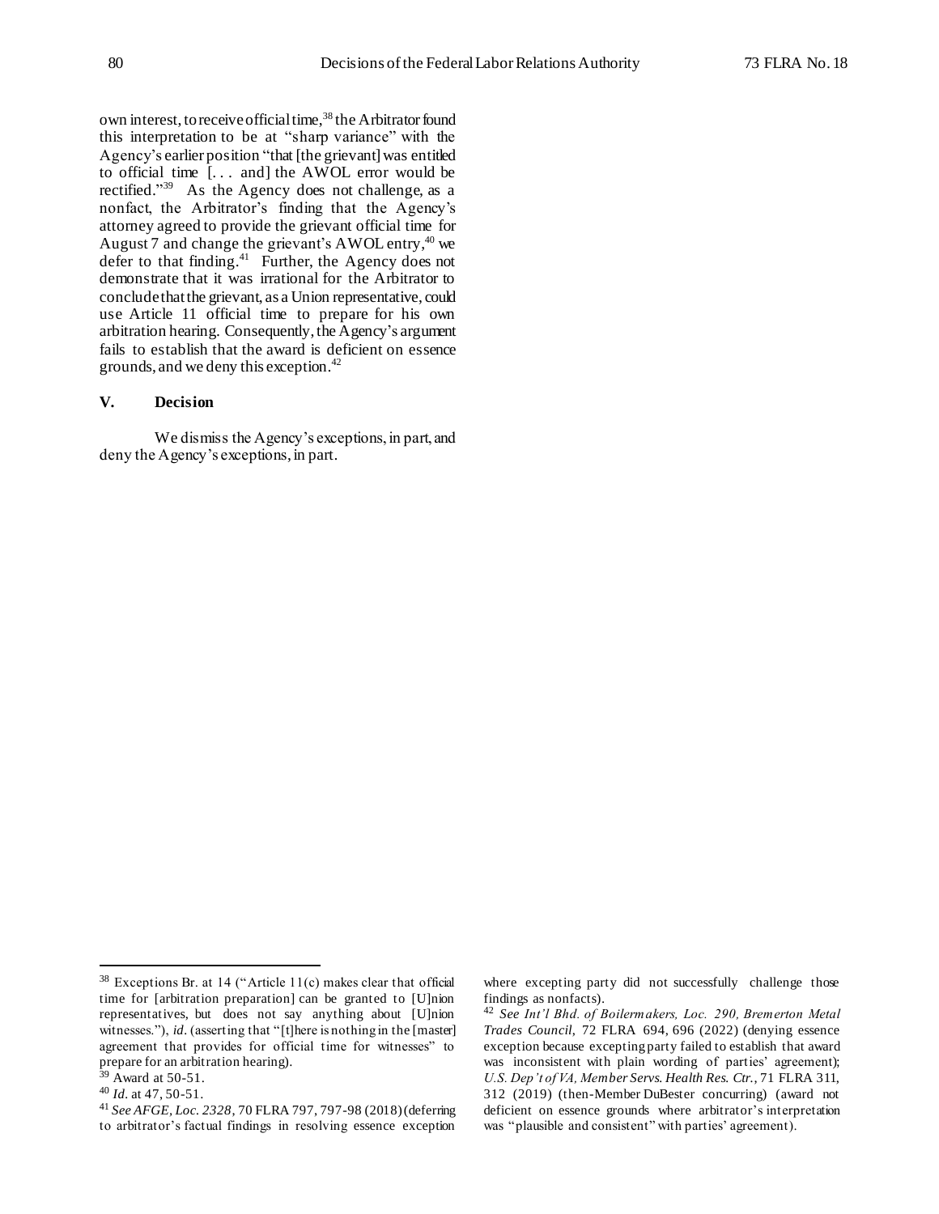own interest, to receive official time,[38] the Arbitrator found this interpretation to be at "sharp variance" with the Agency's earlier position "that [the grievant] was entitled to official time [. . . and] the AWOL error would be rectified."[39] As the Agency does not challenge, as a nonfact, the Arbitrator's finding that the Agency's attorney agreed to provide the grievant official time for August 7 and change the grievant's AWOL entry,[40] we defer to that finding.[41] Further, the Agency does not demonstrate that it was irrational for the Arbitrator to conclude that the grievant, as a Union representative, could use Article 11 official time to prepare for his own arbitration hearing. Consequently, the Agency's argument fails to establish that the award is deficient on essence grounds, and we deny this exception.[42]

## V. Decision

We dismiss the Agency's exceptions, in part, and deny the Agency's exceptions, in part.

---

[38] Exceptions Br. at 14 ("Article 11(c) makes clear that official time for [arbitration preparation] can be granted to [U]nion representatives, but does not say anything about [U]nion witnesses."), *id*. (asserting that "[t]here is nothing in the [master] agreement that provides for official time for witnesses" to prepare for an arbitration hearing).

[39] Award at 50-51.

[40] *Id*. at 47, 50-51.

[41] *See AFGE, Loc. 2328*, 70 FLRA 797, 797-98 (2018) (deferring to arbitrator's factual findings in resolving essence exception where excepting party did not successfully challenge those findings as nonfacts).

[42] *See Int'l Bhd. of Boilermakers, Loc. 290, Bremerton Metal Trades Council*, 72 FLRA 694, 696 (2022) (denying essence exception because excepting party failed to establish that award was inconsistent with plain wording of parties' agreement); *U.S. Dep't of VA, Member Servs. Health Res. Ctr.*, 71 FLRA 311, 312 (2019) (then-Member DuBester concurring) (award not deficient on essence grounds where arbitrator's interpretation was "plausible and consistent" with parties' agreement).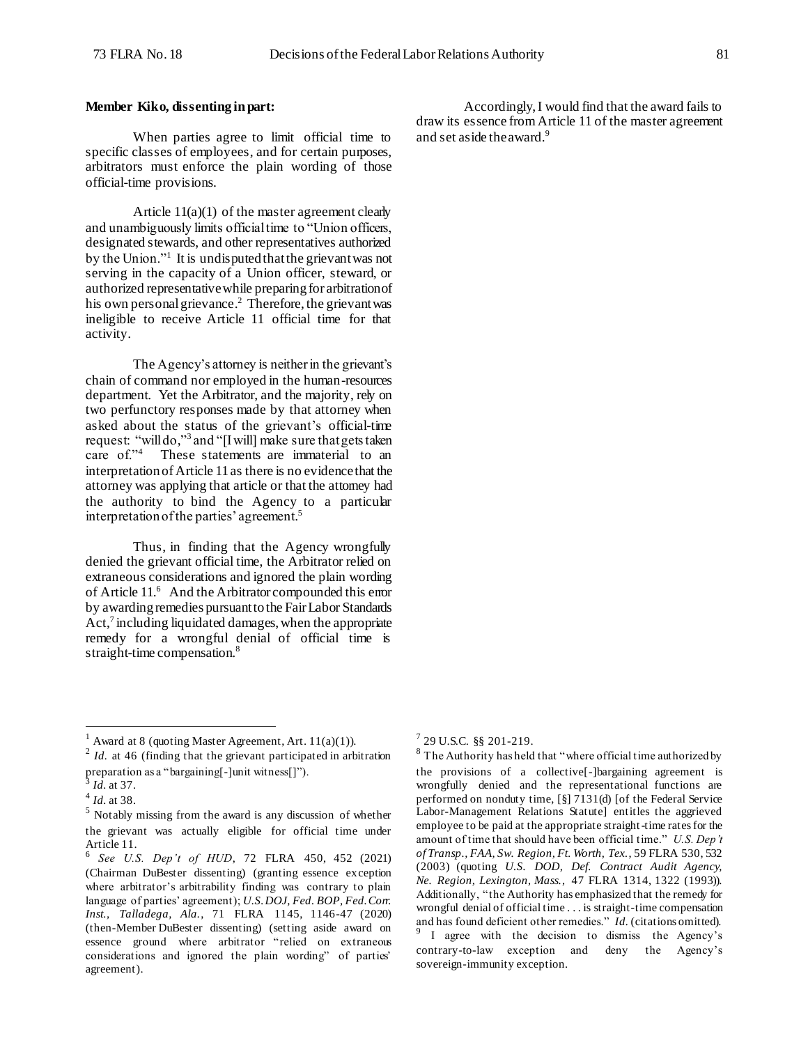**Member Kiko, dissenting in part:**

When parties agree to limit official time to specific classes of employees, and for certain purposes, arbitrators must enforce the plain wording of those official-time provisions.

Article 11(a)(1) of the master agreement clearly and unambiguously limits official time to "Union officers, designated stewards, and other representatives authorized by the Union."[1] It is undisputed that the grievant was not serving in the capacity of a Union officer, steward, or authorized representative while preparing for arbitration of his own personal grievance.[2] Therefore, the grievant was ineligible to receive Article 11 official time for that activity.

The Agency's attorney is neither in the grievant's chain of command nor employed in the human-resources department. Yet the Arbitrator, and the majority, rely on two perfunctory responses made by that attorney when asked about the status of the grievant's official-time request: "will do,"[3] and "[I will] make sure that gets taken care of."[4] These statements are immaterial to an interpretation of Article 11 as there is no evidence that the attorney was applying that article or that the attorney had the authority to bind the Agency to a particular interpretation of the parties' agreement.[5]

Thus, in finding that the Agency wrongfully denied the grievant official time, the Arbitrator relied on extraneous considerations and ignored the plain wording of Article 11.[6] And the Arbitrator compounded this error by awarding remedies pursuant to the Fair Labor Standards Act,[7] including liquidated damages, when the appropriate remedy for a wrongful denial of official time is straight-time compensation.[8]

Accordingly, I would find that the award fails to draw its essence from Article 11 of the master agreement and set aside the award.[9]

---

[1] Award at 8 (quoting Master Agreement, Art. 11(a)(1)).

[2] *Id.* at 46 (finding that the grievant participated in arbitration preparation as a "bargaining[-]unit witness[]").

[3] *Id.* at 37.

[4] *Id.* at 38.

[5] Notably missing from the award is any discussion of whether the grievant was actually eligible for official time under Article 11.

[6] *See U.S. Dep't of HUD*, 72 FLRA 450, 452 (2021) (Chairman DuBester dissenting) (granting essence exception where arbitrator's arbitrability finding was contrary to plain language of parties' agreement); *U.S. DOJ, Fed. BOP, Fed. Corr. Inst., Talladega, Ala.*, 71 FLRA 1145, 1146-47 (2020) (then-Member DuBester dissenting) (setting aside award on essence ground where arbitrator "relied on extraneous considerations and ignored the plain wording" of parties' agreement).

[7] 29 U.S.C. §§ 201-219.

[8] The Authority has held that "where official time authorized by the provisions of a collective[-]bargaining agreement is wrongfully denied and the representational functions are performed on nonduty time, [§] 7131(d) [of the Federal Service Labor-Management Relations Statute] entitles the aggrieved employee to be paid at the appropriate straight-time rates for the amount of time that should have been official time." *U.S. Dep't of Transp., FAA, Sw. Region, Ft. Worth, Tex.*, 59 FLRA 530, 532 (2003) (quoting *U.S. DOD, Def. Contract Audit Agency, Ne. Region, Lexington, Mass.*, 47 FLRA 1314, 1322 (1993)). Additionally, "the Authority has emphasized that the remedy for wrongful denial of official time . . . is straight-time compensation and has found deficient other remedies." *Id.* (citations omitted).

[9] I agree with the decision to dismiss the Agency's contrary-to-law exception and deny the Agency's sovereign-immunity exception.